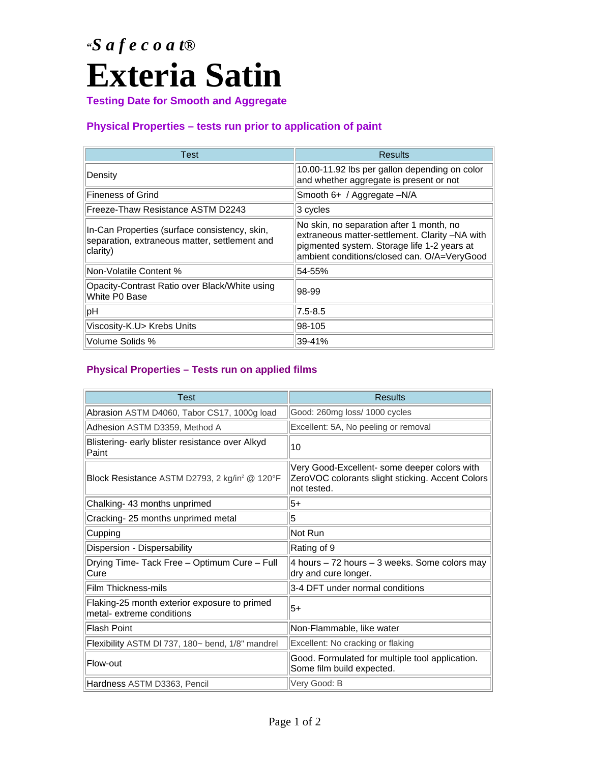*"Safecoat®*

# Exteria Satin

**Testing Date for Smooth and Aggregate**

## Physical Properties – tests run prior to application of paint

| Test | Results |
| --- | --- |
| Density | 10.00-11.92 lbs per gallon depending on color and whether aggregate is present or not |
| Fineness of Grind | Smooth 6+ / Aggregate –N/A |
| Freeze-Thaw Resistance ASTM D2243 | 3 cycles |
| In-Can Properties (surface consistency, skin, separation, extraneous matter, settlement and clarity) | No skin, no separation after 1 month, no extraneous matter-settlement. Clarity –NA with pigmented system. Storage life 1-2 years at ambient conditions/closed can. O/A=VeryGood |
| Non-Volatile Content % | 54-55% |
| Opacity-Contrast Ratio over Black/White using White P0 Base | 98-99 |
| pH | 7.5-8.5 |
| Viscosity-K.U> Krebs Units | 98-105 |
| Volume Solids % | 39-41% |

## Physical Properties – Tests run on applied films

| Test | Results |
| --- | --- |
| Abrasion ASTM D4060, Tabor CS17, 1000g load | Good: 260mg loss/ 1000 cycles |
| Adhesion ASTM D3359, Method A | Excellent: 5A, No peeling or removal |
| Blistering- early blister resistance over Alkyd Paint | 10 |
| Block Resistance ASTM D2793, 2 kg/in$^2$ @ 120°F | Very Good-Excellent- some deeper colors with ZeroVOC colorants slight sticking. Accent Colors not tested. |
| Chalking- 43 months unprimed | 5+ |
| Cracking- 25 months unprimed metal | 5 |
| Cupping | Not Run |
| Dispersion - Dispersability | Rating of 9 |
| Drying Time- Tack Free – Optimum Cure – Full Cure | 4 hours – 72 hours – 3 weeks. Some colors may dry and cure longer. |
| Film Thickness-mils | 3-4 DFT under normal conditions |
| Flaking-25 month exterior exposure to primed metal- extreme conditions | 5+ |
| Flash Point | Non-Flammable, like water |
| Flexibility ASTM DI 737, 180~ bend, 1/8" mandrel | Excellent: No cracking or flaking |
| Flow-out | Good. Formulated for multiple tool application. Some film build expected. |
| Hardness ASTM D3363, Pencil | Very Good: B |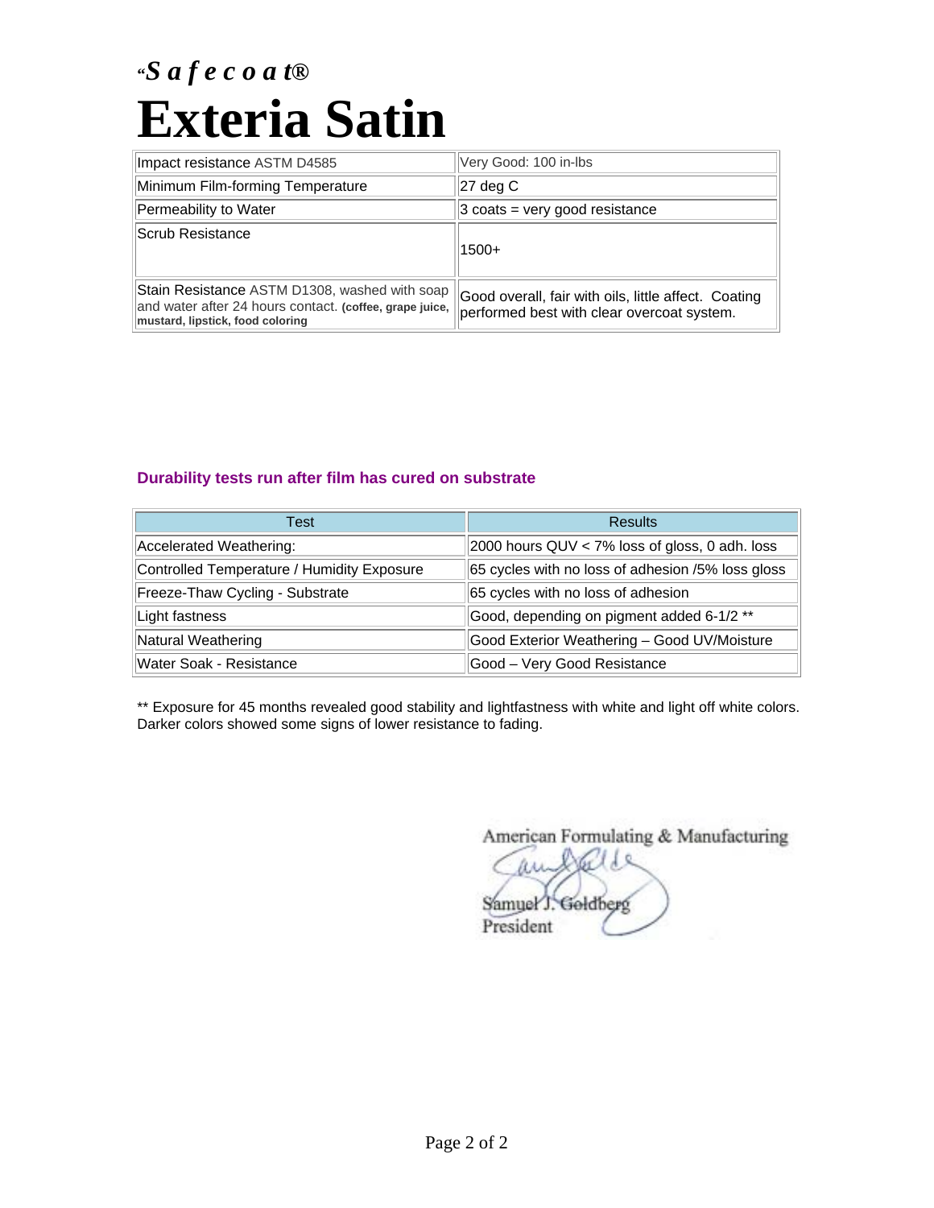*"Safecoat®*

# Exteria Satin

| | |
|---|---|
| Impact resistance ASTM D4585 | Very Good: 100 in-lbs |
| Minimum Film-forming Temperature | 27 deg C |
| Permeability to Water | 3 coats = very good resistance |
| Scrub Resistance | 1500+ |
| Stain Resistance ASTM D1308, washed with soap and water after 24 hours contact. **(coffee, grape juice, mustard, lipstick, food coloring** | Good overall, fair with oils, little affect. Coating performed best with clear overcoat system. |

**Durability tests run after film has cured on substrate**

| Test | Results |
|---|---|
| Accelerated Weathering: | 2000 hours QUV < 7% loss of gloss, 0 adh. loss |
| Controlled Temperature / Humidity Exposure | 65 cycles with no loss of adhesion /5% loss gloss |
| Freeze-Thaw Cycling - Substrate | 65 cycles with no loss of adhesion |
| Light fastness | Good, depending on pigment added 6-1/2 ** |
| Natural Weathering | Good Exterior Weathering – Good UV/Moisture |
| Water Soak - Resistance | Good – Very Good Resistance |

** Exposure for 45 months revealed good stability and lightfastness with white and light off white colors. Darker colors showed some signs of lower resistance to fading.

American Formulating & Manufacturing

Samuel J. Goldberg
President